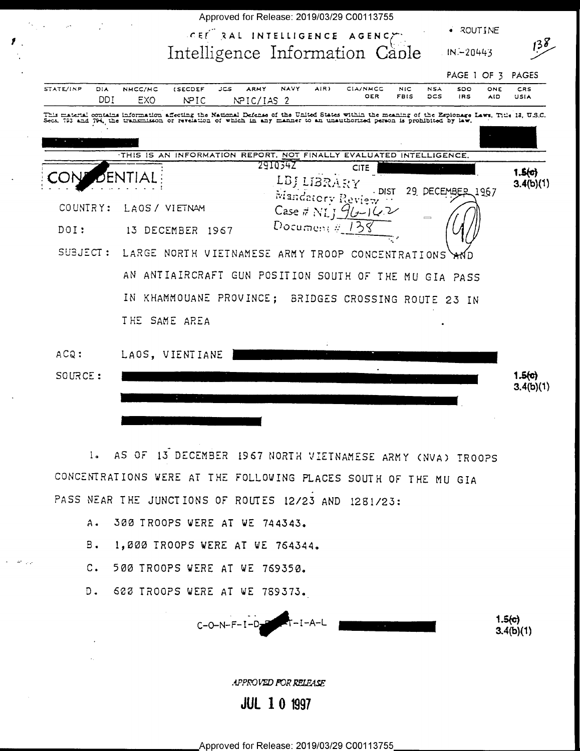Approved for Release: 2019/03/29 C00113755

CENTRAL INTELLIGENCE AGENCY

# Intelligence Information Cable

ROUTINE

IN-20443

138

PAGE 1 OF 3 PAGES

| STATE/INR | DIA | NMCC/MC | (SECDEF | JCS | ARMY | NAVY | AIR) | CIA/NMCC | NIC | NSA | SDO | ONE | CRS |
|---|---|---|---|---|---|---|---|---|---|---|---|---|---|
| | DDI | EXO | NPIC | | NPIC/IAS 2 | | | OER | FBIS | DCS | IRS | AID | USIA |

This material contains information affecting the National Defense of the United States within the meaning of the Espionage Laws, Title 18, U.S.C. Secs. 793 and 794, the transmission or revelation of which in any manner to an unauthorized person is prohibited by law.

THIS IS AN INFORMATION REPORT, NOT FINALLY EVALUATED INTELLIGENCE.

CONFIDENTIAL

291034Z CITE

1.5(c) 3.4(b)(1)

LBJ LIBRARY
Mandatory Review
Case # NLJ 96-162
Document # 138

DIST 29 DECEMBER 1967

COUNTRY: LAOS / VIETNAM

DOI: 13 DECEMBER 1967

SUBJECT: LARGE NORTH VIETNAMESE ARMY TROOP CONCENTRATIONS AND AN ANTIAIRCRAFT GUN POSITION SOUTH OF THE MU GIA PASS IN KHAMMOUANE PROVINCE; BRIDGES CROSSING ROUTE 23 IN THE SAME AREA

ACQ: LAOS, VIENTIANE

SOURCE:

1.5(c) 3.4(b)(1)

1. AS OF 13 DECEMBER 1967 NORTH VIETNAMESE ARMY (NVA) TROOPS CONCENTRATIONS WERE AT THE FOLLOWING PLACES SOUTH OF THE MU GIA PASS NEAR THE JUNCTIONS OF ROUTES 12/23 AND 1281/23:

A. 300 TROOPS WERE AT WE 744343.

B. 1,000 TROOPS WERE AT WE 764344.

C. 500 TROOPS WERE AT WE 769350.

D. 600 TROOPS WERE AT WE 789373.

C-O-N-F-I-D-E-N-T-I-A-L

1.5(c) 3.4(b)(1)

APPROVED FOR RELEASE

JUL 10 1997

Approved for Release: 2019/03/29 C00113755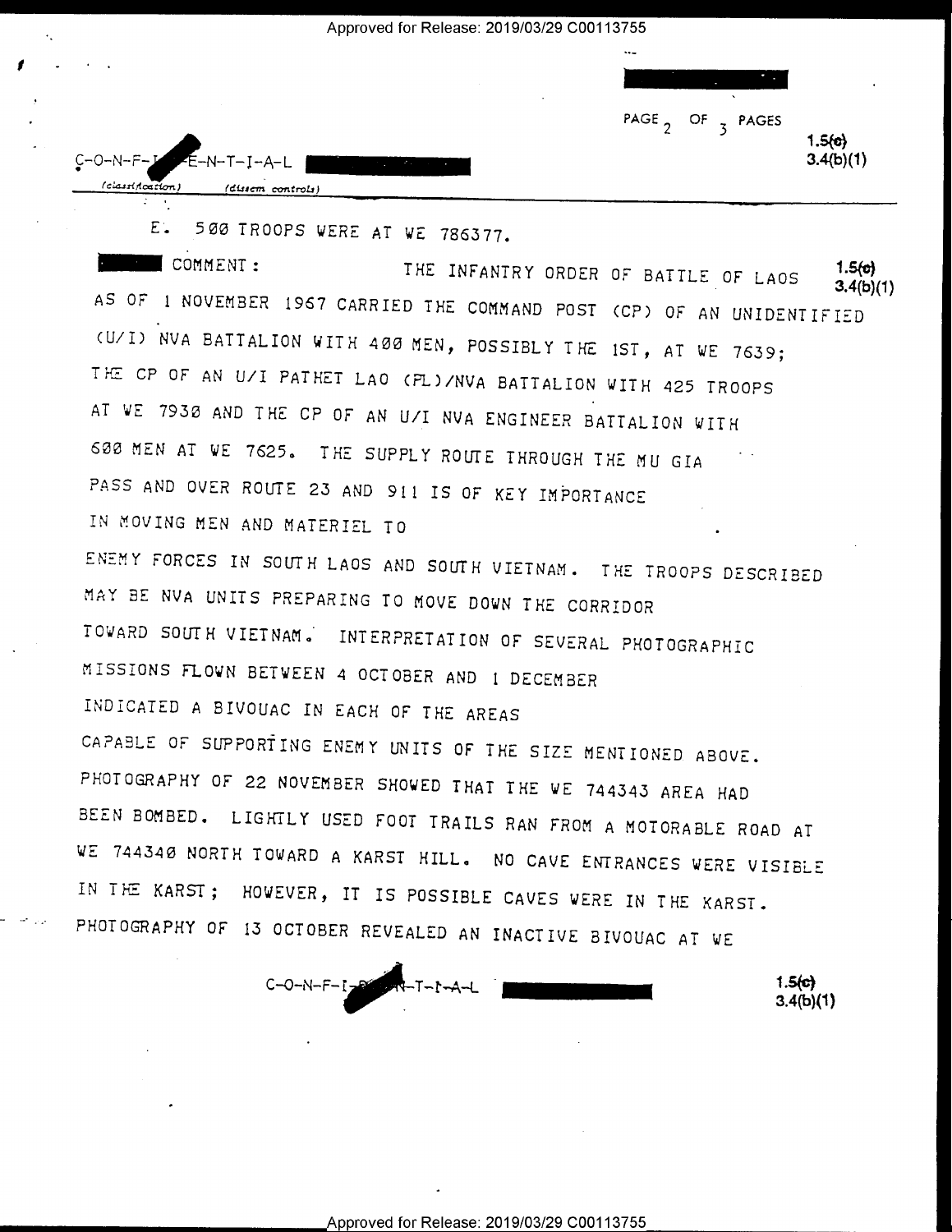C-O-N-F-I-D-E-N-T-I-A-L

(classification) (dissem controls)

1.5(c)
3.4(b)(1)

E. 500 TROOPS WERE AT WE 786377.

COMMENT: THE INFANTRY ORDER OF BATTLE OF LAOS AS OF 1 NOVEMBER 1967 CARRIED THE COMMAND POST (CP) OF AN UNIDENTIFIED (U/I) NVA BATTALION WITH 400 MEN, POSSIBLY THE 1ST, AT WE 7639; THE CP OF AN U/I PATHET LAO (PL)/NVA BATTALION WITH 425 TROOPS AT WE 7930 AND THE CP OF AN U/I NVA ENGINEER BATTALION WITH 600 MEN AT WE 7625. THE SUPPLY ROUTE THROUGH THE MU GIA PASS AND OVER ROUTE 23 AND 911 IS OF KEY IMPORTANCE IN MOVING MEN AND MATERIEL TO ENEMY FORCES IN SOUTH LAOS AND SOUTH VIETNAM. THE TROOPS DESCRIBED MAY BE NVA UNITS PREPARING TO MOVE DOWN THE CORRIDOR TOWARD SOUTH VIETNAM. INTERPRETATION OF SEVERAL PHOTOGRAPHIC MISSIONS FLOWN BETWEEN 4 OCTOBER AND 1 DECEMBER INDICATED A BIVOUAC IN EACH OF THE AREAS CAPABLE OF SUPPORTING ENEMY UNITS OF THE SIZE MENTIONED ABOVE. PHOTOGRAPHY OF 22 NOVEMBER SHOWED THAT THE WE 744343 AREA HAD BEEN BOMBED. LIGHTLY USED FOOT TRAILS RAN FROM A MOTORABLE ROAD AT WE 744340 NORTH TOWARD A KARST HILL. NO CAVE ENTRANCES WERE VISIBLE IN THE KARST; HOWEVER, IT IS POSSIBLE CAVES WERE IN THE KARST. PHOTOGRAPHY OF 13 OCTOBER REVEALED AN INACTIVE BIVOUAC AT WE

1.5(c)
3.4(b)(1)

C-O-N-F-I-D-E-N-T-I-A-L

1.5(c)
3.4(b)(1)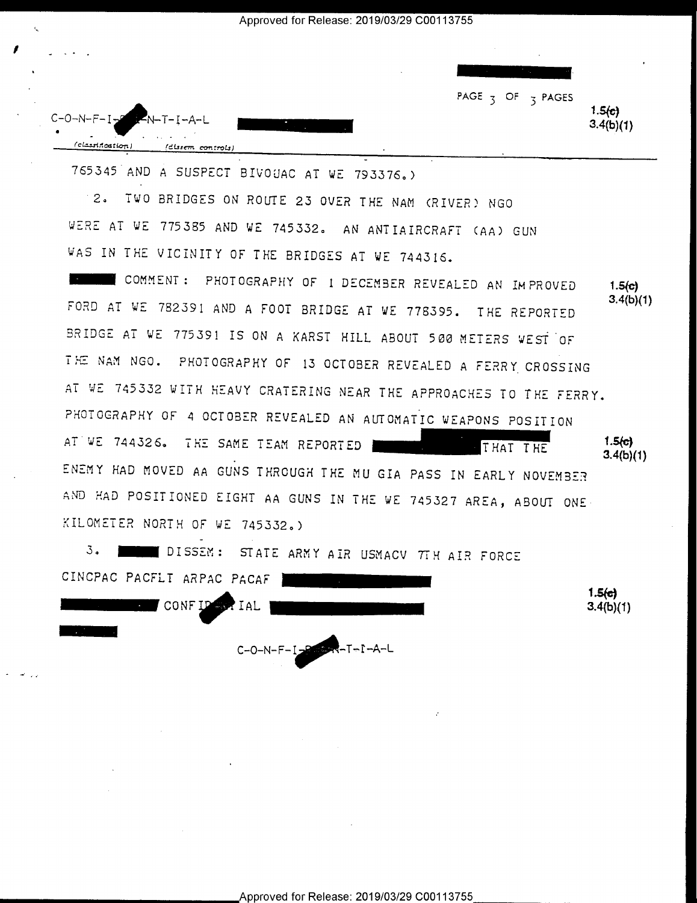C-O-N-F-I-D-E-N-T-I-A-L

(classification) (dissem controls)

765345 AND A SUSPECT BIVOUAC AT WE 793376.)

2. TWO BRIDGES ON ROUTE 23 OVER THE NAM (RIVER) NGO WERE AT WE 775385 AND WE 745332. AN ANTIAIRCRAFT (AA) GUN WAS IN THE VICINITY OF THE BRIDGES AT WE 744316.

COMMENT: PHOTOGRAPHY OF 1 DECEMBER REVEALED AN IMPROVED FORD AT WE 782391 AND A FOOT BRIDGE AT WE 778395. THE REPORTED BRIDGE AT WE 775391 IS ON A KARST HILL ABOUT 500 METERS WEST OF THE NAM NGO. PHOTOGRAPHY OF 13 OCTOBER REVEALED A FERRY CROSSING AT WE 745332 WITH HEAVY CRATERING NEAR THE APPROACHES TO THE FERRY. PHOTOGRAPHY OF 4 OCTOBER REVEALED AN AUTOMATIC WEAPONS POSITION AT WE 744326. THE SAME TEAM REPORTED THAT THE ENEMY HAD MOVED AA GUNS THROUGH THE MU GIA PASS IN EARLY NOVEMBER AND HAD POSITIONED EIGHT AA GUNS IN THE WE 745327 AREA, ABOUT ONE KILOMETER NORTH OF WE 745332.)

1.5(c)
3.4(b)(1)

3. DISSEM: STATE ARMY AIR USMACV 7TH AIR FORCE CINCPAC PACFLT ARPAC PACAF

CONFIDENTIAL

1.5(c)
3.4(b)(1)

C-O-N-F-I-D-E-N-T-I-A-L